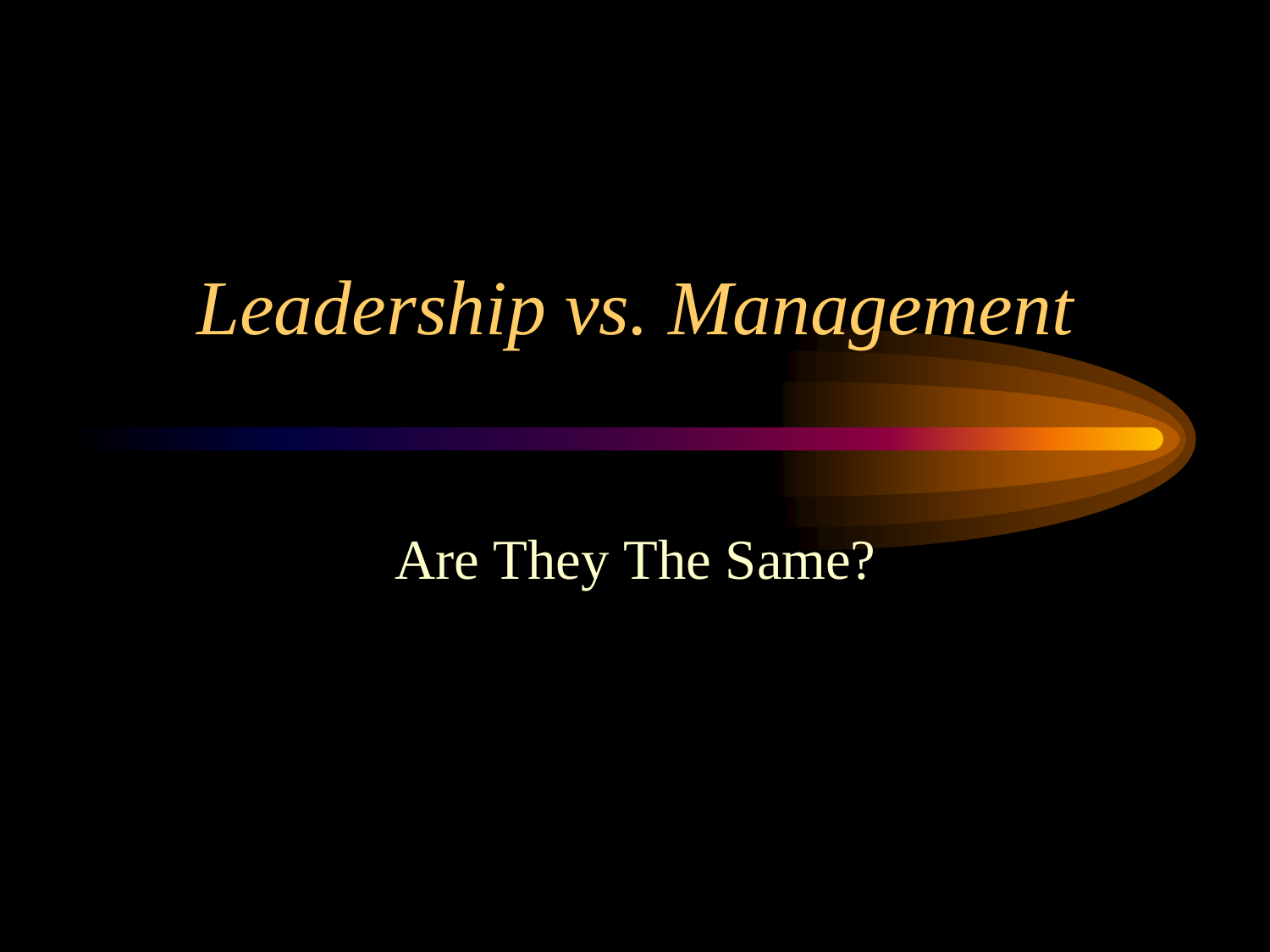# *Leadership vs. Management*

Are They The Same?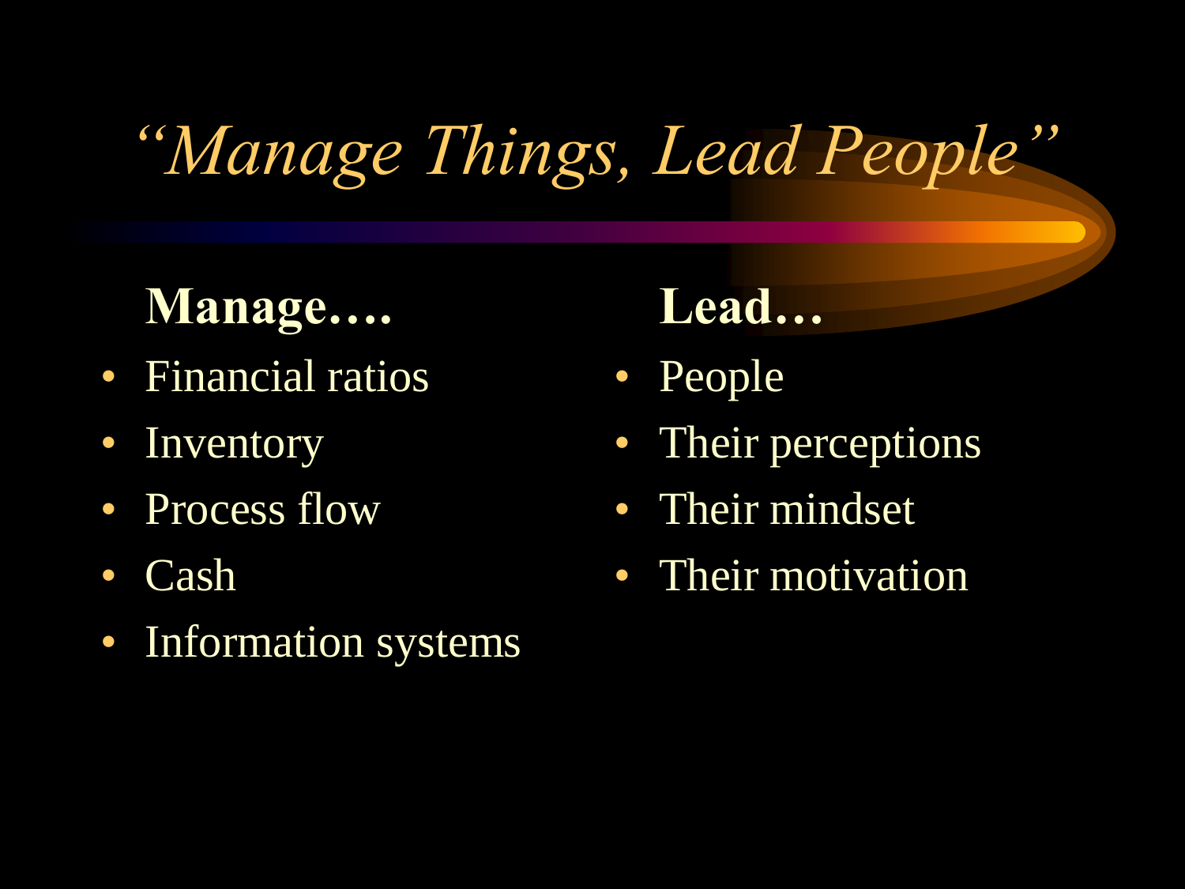# *"Manage Things, Lead People"*

**Manage….**

- Financial ratios
- Inventory
- Process flow
- Cash
- Information systems

**Lead…**

- People
- Their perceptions
- Their mindset
- Their motivation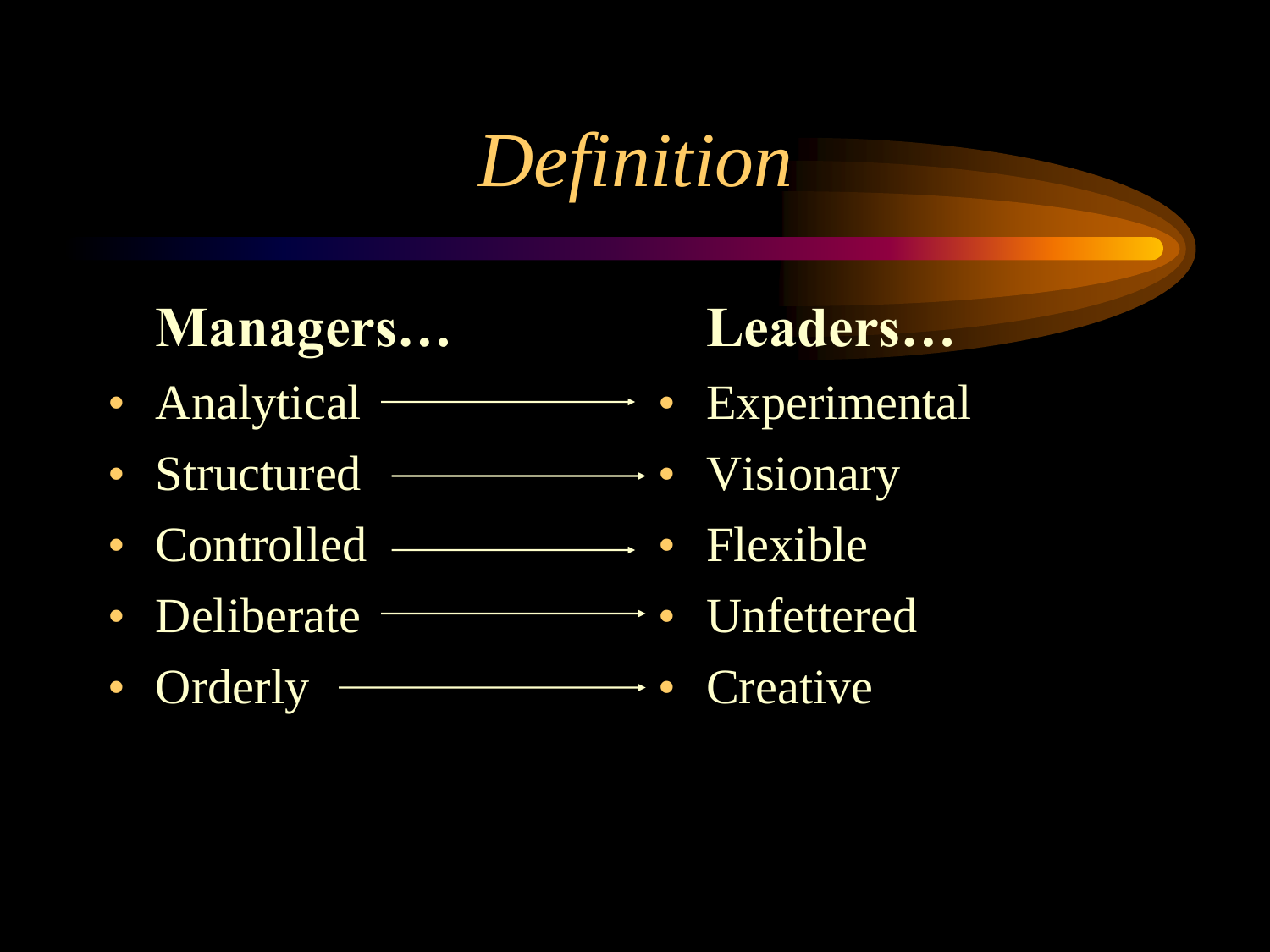# *Definition*

| Managers… | | Leaders… |
| --- | --- | --- |
| Analytical | → | Experimental |
| Structured | → | Visionary |
| Controlled | → | Flexible |
| Deliberate | → | Unfettered |
| Orderly | → | Creative |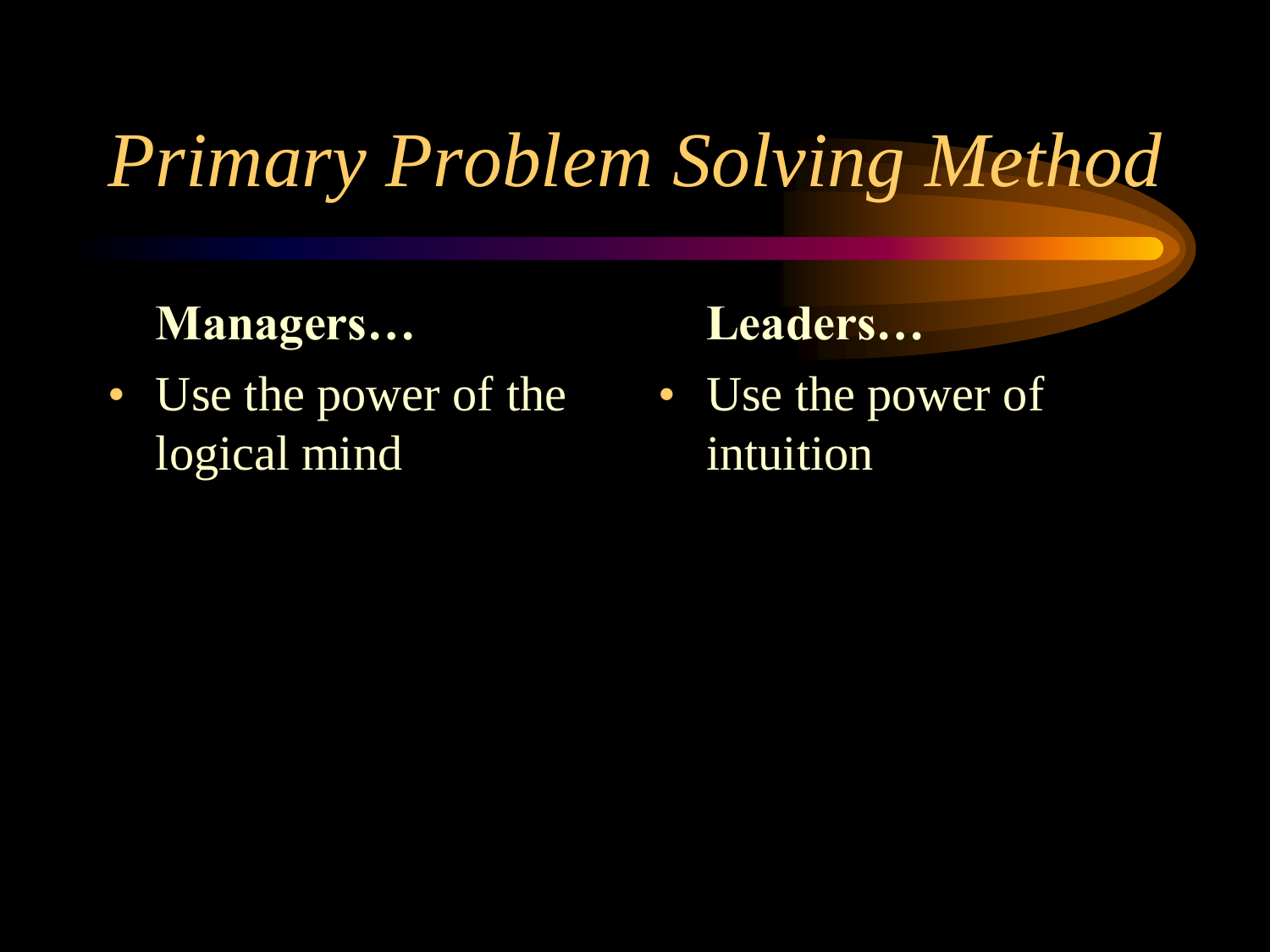# *Primary Problem Solving Method*

**Managers…**

- Use the power of the logical mind

**Leaders…**

- Use the power of intuition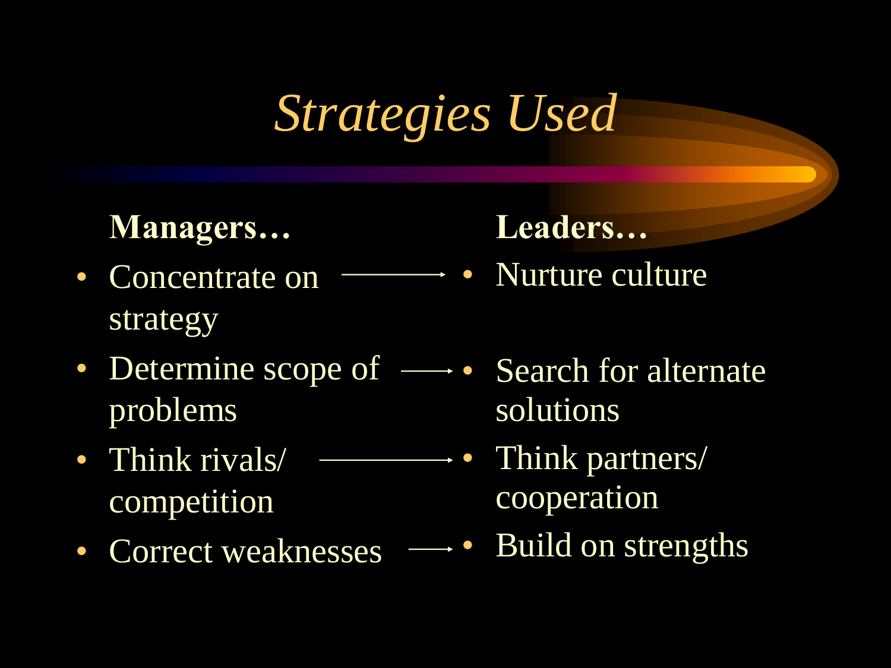# *Strategies Used*

| **Managers…** | | **Leaders…** |
|---|---|---|
| Concentrate on strategy | → | Nurture culture |
| Determine scope of problems | → | Search for alternate solutions |
| Think rivals/ competition | → | Think partners/ cooperation |
| Correct weaknesses | → | Build on strengths |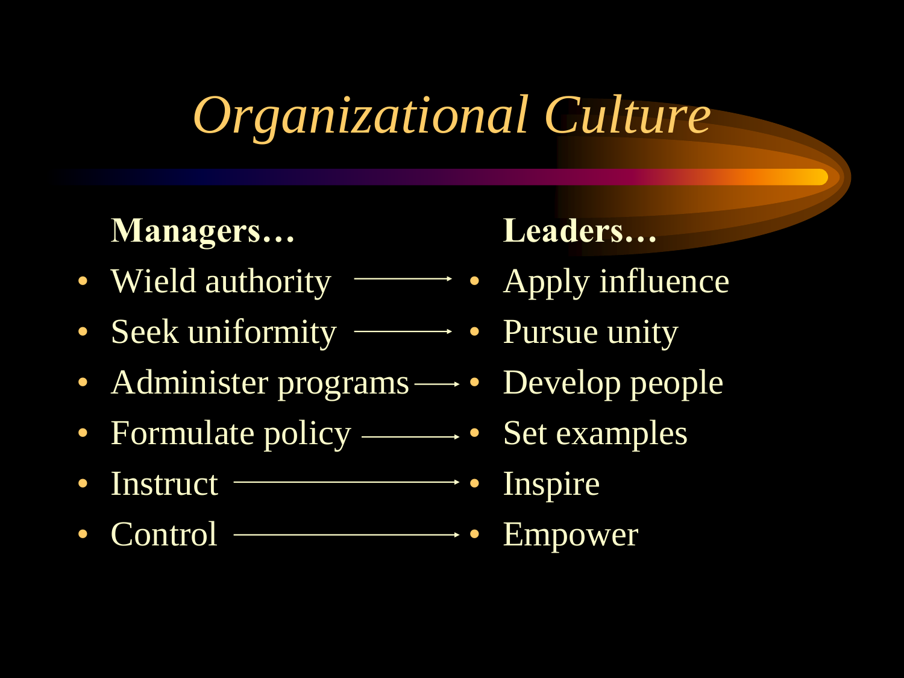# *Organizational Culture*

| **Managers…** | | **Leaders…** |
|---|---|---|
| Wield authority | → | Apply influence |
| Seek uniformity | → | Pursue unity |
| Administer programs | → | Develop people |
| Formulate policy | → | Set examples |
| Instruct | → | Inspire |
| Control | → | Empower |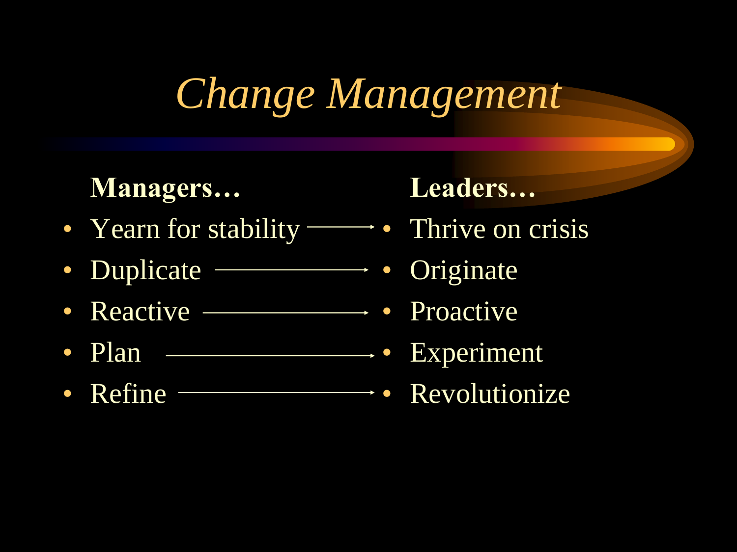# *Change Management*

| Managers… | | Leaders… |
|---|---|---|
| Yearn for stability | → | Thrive on crisis |
| Duplicate | → | Originate |
| Reactive | → | Proactive |
| Plan | → | Experiment |
| Refine | → | Revolutionize |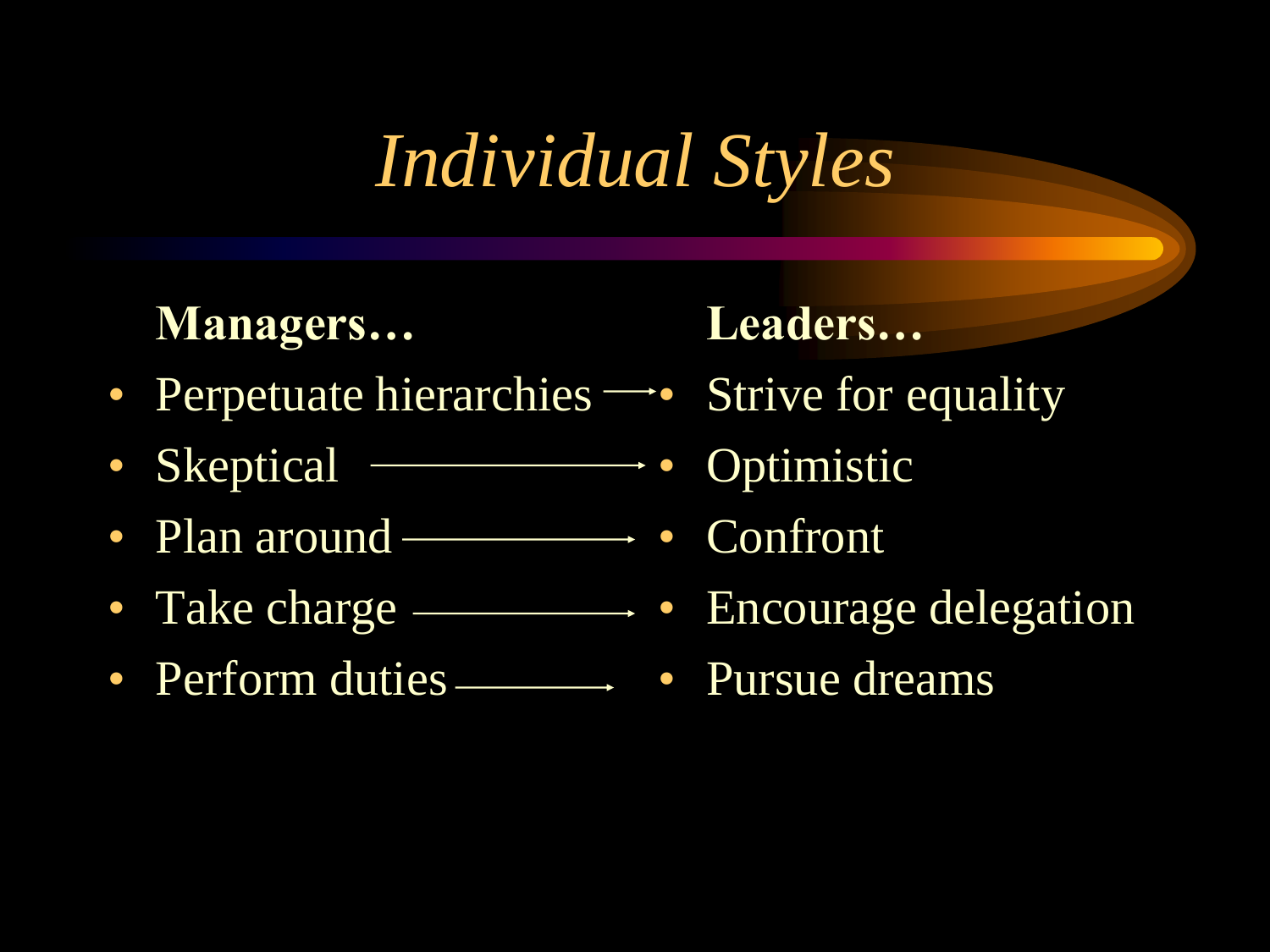# *Individual Styles*

| **Managers…** | | **Leaders…** |
|---|---|---|
| Perpetuate hierarchies | → | Strive for equality |
| Skeptical | → | Optimistic |
| Plan around | → | Confront |
| Take charge | → | Encourage delegation |
| Perform duties | → | Pursue dreams |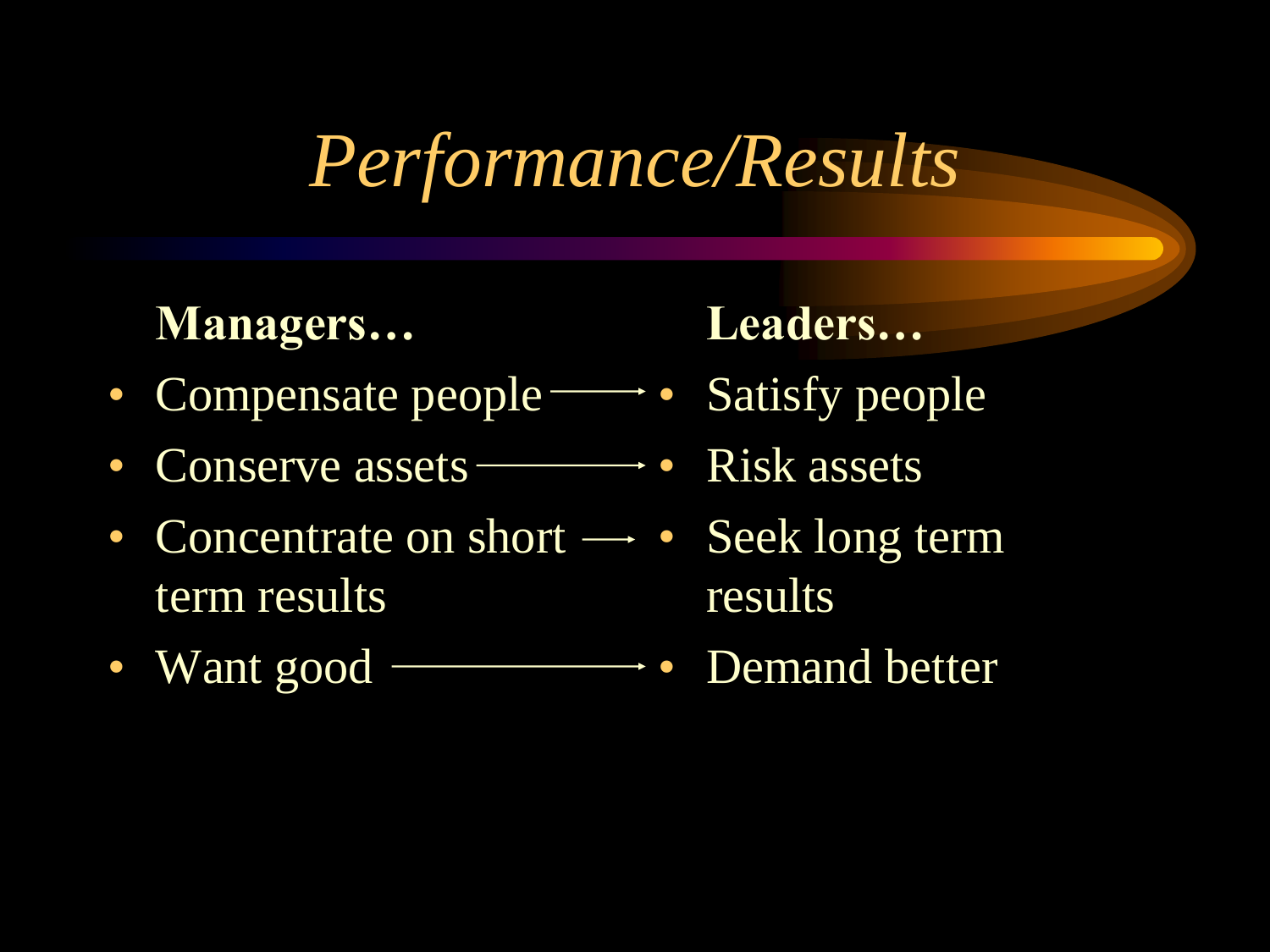# *Performance/Results*

| Managers… | | Leaders… |
|---|---|---|
| Compensate people | → | Satisfy people |
| Conserve assets | → | Risk assets |
| Concentrate on short term results | → | Seek long term results |
| Want good | → | Demand better |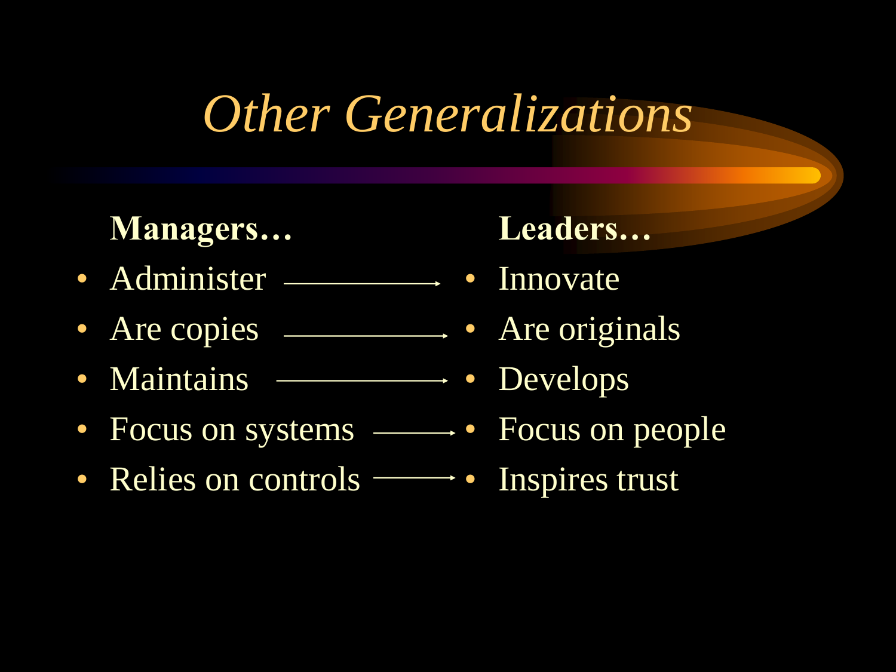# *Other Generalizations*

| **Managers…** | | **Leaders…** |
|---|---|---|
| Administer | → | Innovate |
| Are copies | → | Are originals |
| Maintains | → | Develops |
| Focus on systems | → | Focus on people |
| Relies on controls | → | Inspires trust |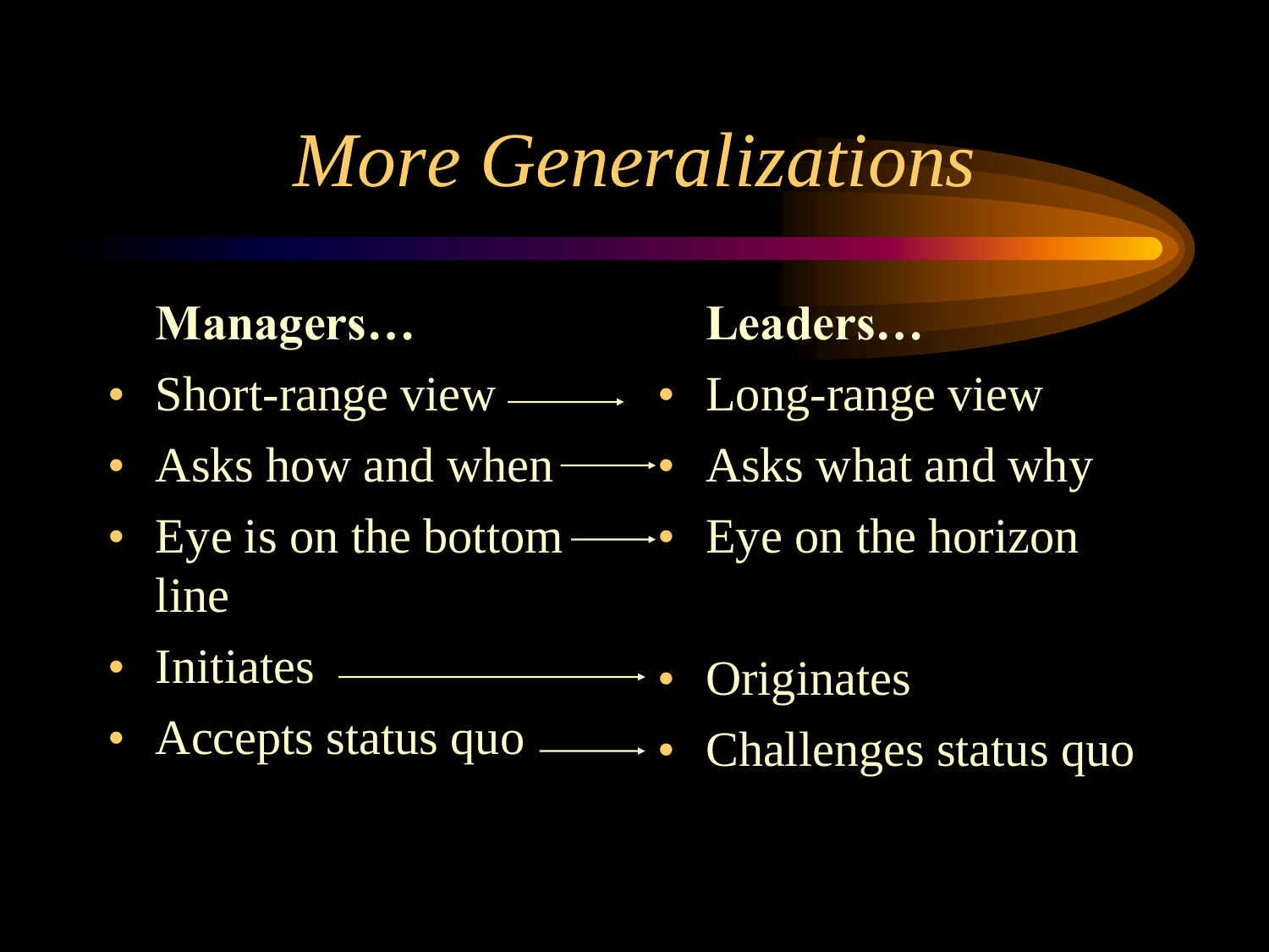# *More Generalizations*

| **Managers…** | | **Leaders…** |
| --- | --- | --- |
| Short-range view | → | Long-range view |
| Asks how and when | → | Asks what and why |
| Eye is on the bottom line | → | Eye on the horizon |
| Initiates | → | Originates |
| Accepts status quo | → | Challenges status quo |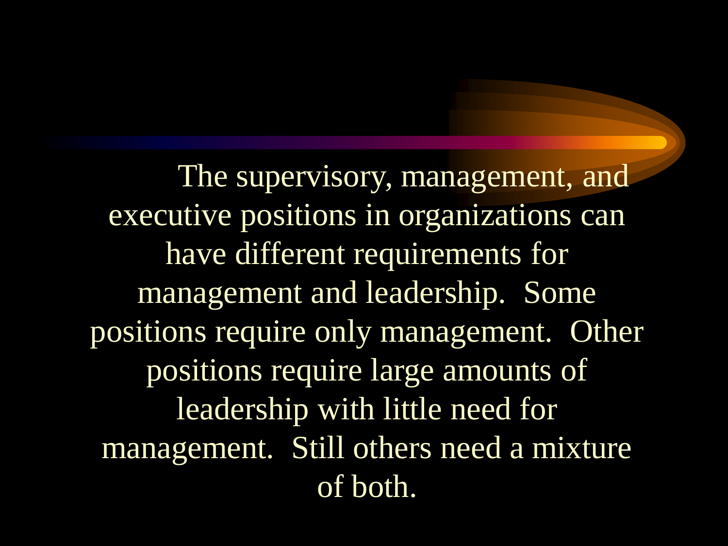The supervisory, management, and executive positions in organizations can have different requirements for management and leadership. Some positions require only management. Other positions require large amounts of leadership with little need for management. Still others need a mixture of both.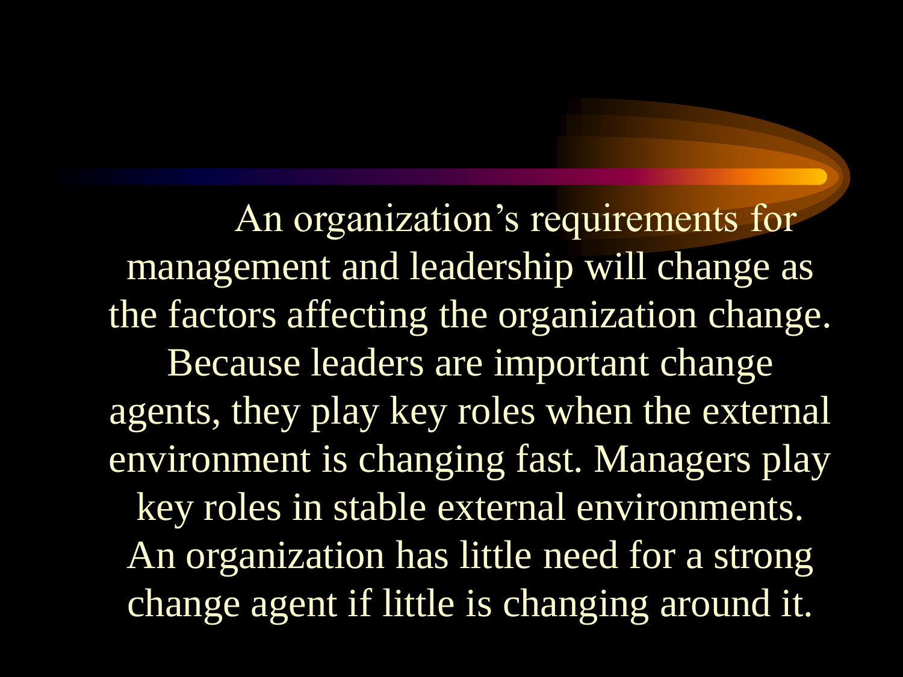An organization's requirements for management and leadership will change as the factors affecting the organization change. Because leaders are important change agents, they play key roles when the external environment is changing fast. Managers play key roles in stable external environments. An organization has little need for a strong change agent if little is changing around it.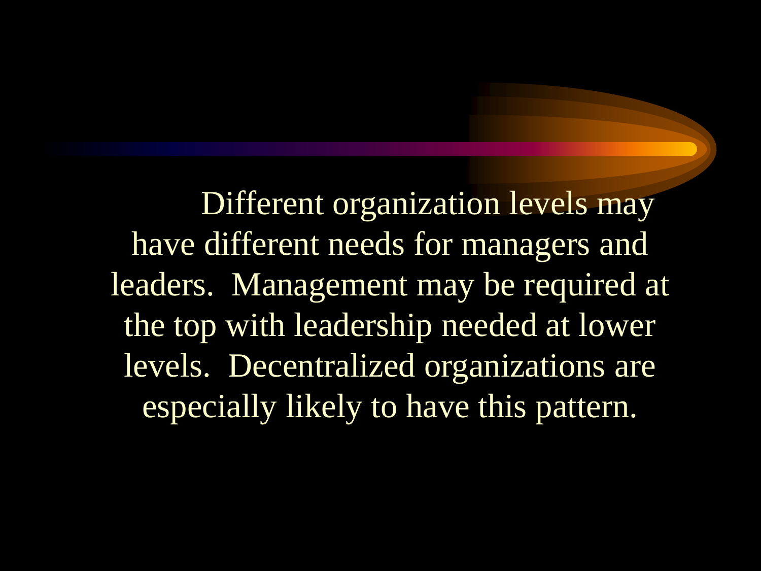Different organization levels may have different needs for managers and leaders. Management may be required at the top with leadership needed at lower levels. Decentralized organizations are especially likely to have this pattern.